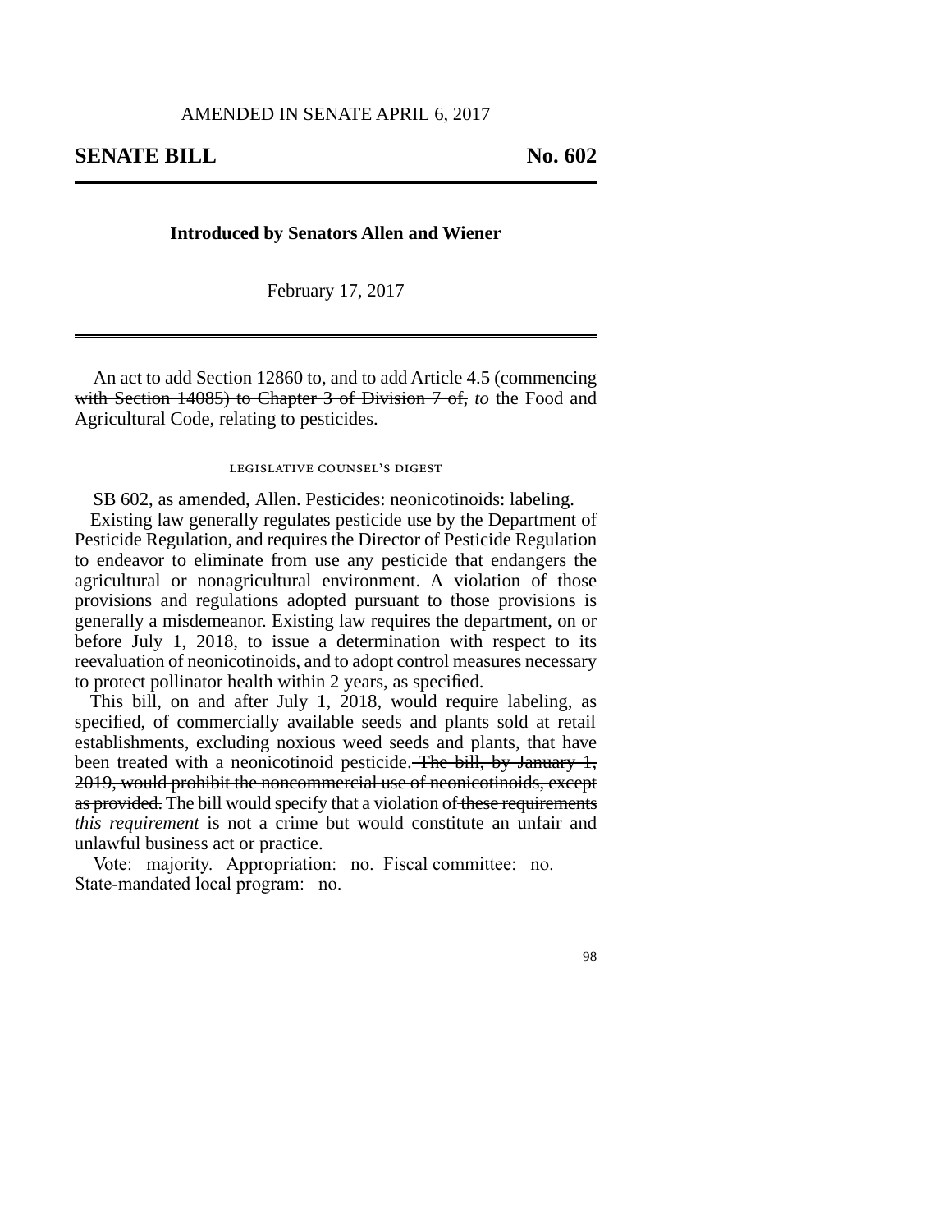AMENDED IN SENATE APRIL 6, 2017

# SENATE BILL No. 602

**Introduced by Senators Allen and Wiener**

February 17, 2017

An act to add Section 12860 ~~to, and to add Article 4.5 (commencing with Section 14085) to Chapter 3 of Division 7 of,~~ *to* the Food and Agricultural Code, relating to pesticides.

## LEGISLATIVE COUNSEL'S DIGEST

SB 602, as amended, Allen. Pesticides: neonicotinoids: labeling.

Existing law generally regulates pesticide use by the Department of Pesticide Regulation, and requires the Director of Pesticide Regulation to endeavor to eliminate from use any pesticide that endangers the agricultural or nonagricultural environment. A violation of those provisions and regulations adopted pursuant to those provisions is generally a misdemeanor. Existing law requires the department, on or before July 1, 2018, to issue a determination with respect to its reevaluation of neonicotinoids, and to adopt control measures necessary to protect pollinator health within 2 years, as specified.

This bill, on and after July 1, 2018, would require labeling, as specified, of commercially available seeds and plants sold at retail establishments, excluding noxious weed seeds and plants, that have been treated with a neonicotinoid pesticide. ~~The bill, by January 1, 2019, would prohibit the noncommercial use of neonicotinoids, except as provided.~~ The bill would specify that a violation of ~~these requirements~~ *this requirement* is not a crime but would constitute an unfair and unlawful business act or practice.

Vote: majority. Appropriation: no. Fiscal committee: no. State-mandated local program: no.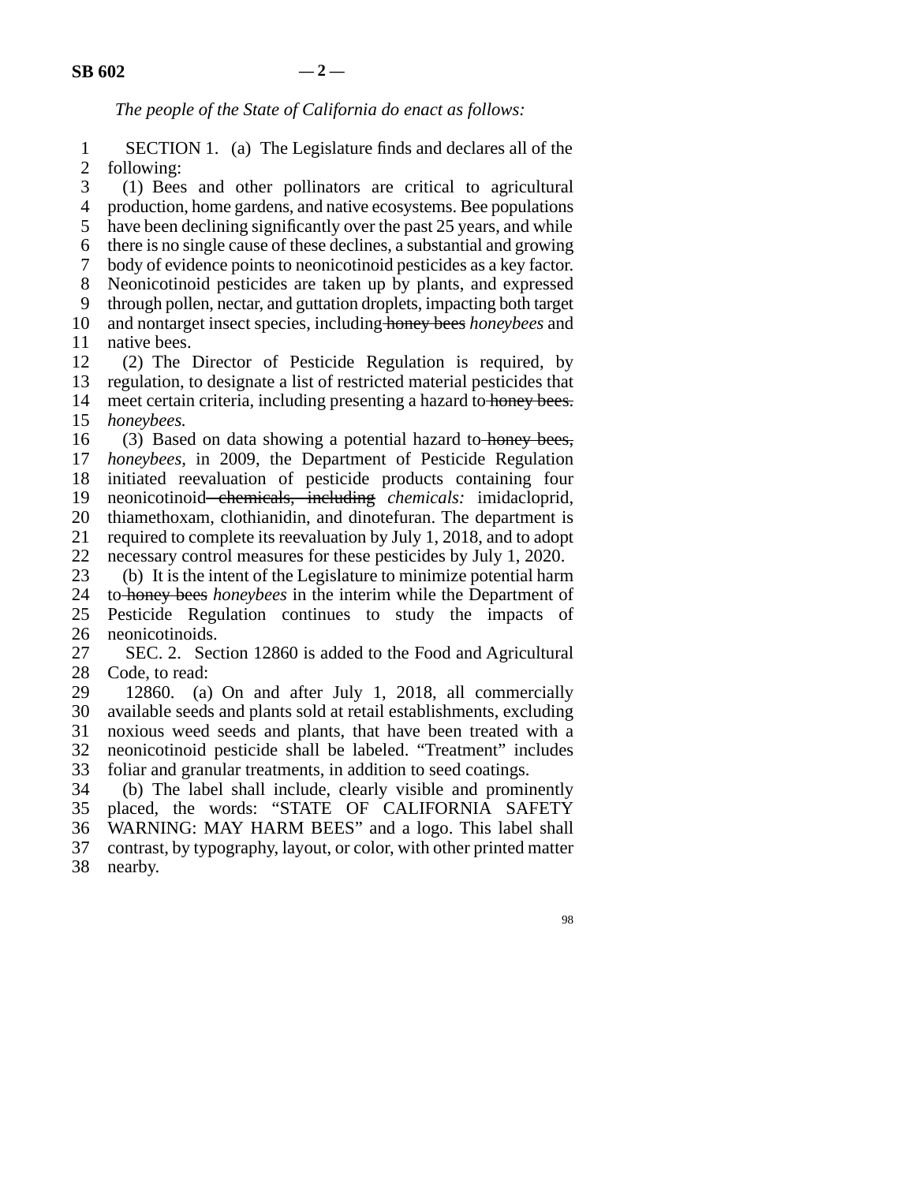*The people of the State of California do enact as follows:*

SECTION 1. (a) The Legislature finds and declares all of the following:

(1) Bees and other pollinators are critical to agricultural production, home gardens, and native ecosystems. Bee populations have been declining significantly over the past 25 years, and while there is no single cause of these declines, a substantial and growing body of evidence points to neonicotinoid pesticides as a key factor. Neonicotinoid pesticides are taken up by plants, and expressed through pollen, nectar, and guttation droplets, impacting both target and nontarget insect species, including ~~honey bees~~ *honeybees* and native bees.

(2) The Director of Pesticide Regulation is required, by regulation, to designate a list of restricted material pesticides that meet certain criteria, including presenting a hazard to ~~honey bees.~~ *honeybees.*

(3) Based on data showing a potential hazard to ~~honey bees,~~ *honeybees,* in 2009, the Department of Pesticide Regulation initiated reevaluation of pesticide products containing four neonicotinoid ~~chemicals, including~~ *chemicals:* imidacloprid, thiamethoxam, clothianidin, and dinotefuran. The department is required to complete its reevaluation by July 1, 2018, and to adopt necessary control measures for these pesticides by July 1, 2020.

(b) It is the intent of the Legislature to minimize potential harm to ~~honey bees~~ *honeybees* in the interim while the Department of Pesticide Regulation continues to study the impacts of neonicotinoids.

SEC. 2. Section 12860 is added to the Food and Agricultural Code, to read:

12860. (a) On and after July 1, 2018, all commercially available seeds and plants sold at retail establishments, excluding noxious weed seeds and plants, that have been treated with a neonicotinoid pesticide shall be labeled. "Treatment" includes foliar and granular treatments, in addition to seed coatings.

(b) The label shall include, clearly visible and prominently placed, the words: "STATE OF CALIFORNIA SAFETY WARNING: MAY HARM BEES" and a logo. This label shall contrast, by typography, layout, or color, with other printed matter nearby.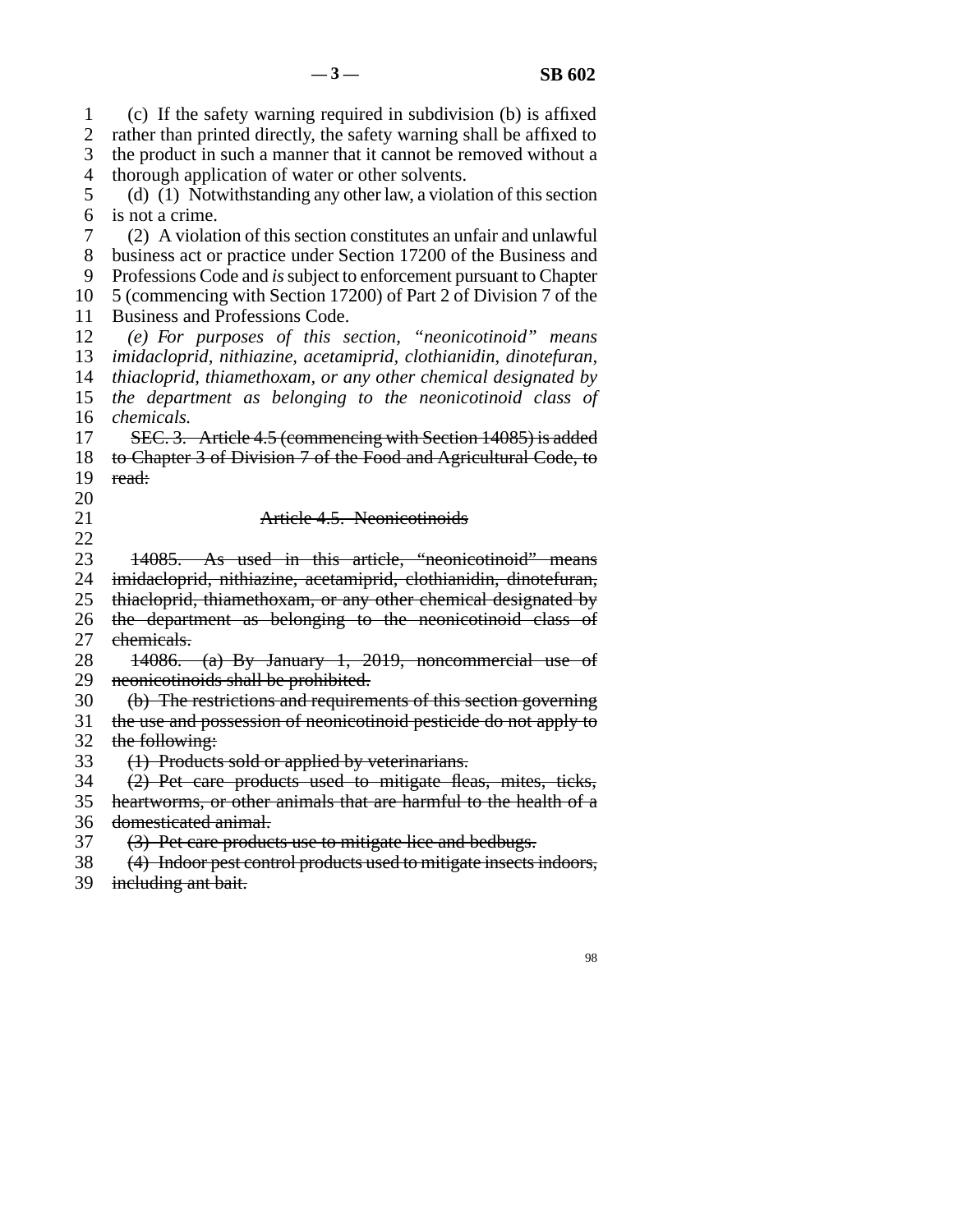(c) If the safety warning required in subdivision (b) is affixed rather than printed directly, the safety warning shall be affixed to the product in such a manner that it cannot be removed without a thorough application of water or other solvents.

(d) (1) Notwithstanding any other law, a violation of this section is not a crime.

(2) A violation of this section constitutes an unfair and unlawful business act or practice under Section 17200 of the Business and Professions Code and *is* subject to enforcement pursuant to Chapter 5 (commencing with Section 17200) of Part 2 of Division 7 of the Business and Professions Code.

*(e) For purposes of this section, "neonicotinoid" means imidacloprid, nithiazine, acetamiprid, clothianidin, dinotefuran, thiacloprid, thiamethoxam, or any other chemical designated by the department as belonging to the neonicotinoid class of chemicals.*

~~SEC. 3. Article 4.5 (commencing with Section 14085) is added to Chapter 3 of Division 7 of the Food and Agricultural Code, to read:~~

~~Article 4.5. Neonicotinoids~~

~~14085. As used in this article, "neonicotinoid" means imidacloprid, nithiazine, acetamiprid, clothianidin, dinotefuran, thiacloprid, thiamethoxam, or any other chemical designated by the department as belonging to the neonicotinoid class of chemicals.~~

~~14086. (a) By January 1, 2019, noncommercial use of neonicotinoids shall be prohibited.~~

~~(b) The restrictions and requirements of this section governing the use and possession of neonicotinoid pesticide do not apply to the following:~~

~~(1) Products sold or applied by veterinarians.~~

~~(2) Pet care products used to mitigate fleas, mites, ticks, heartworms, or other animals that are harmful to the health of a domesticated animal.~~

~~(3) Pet care products use to mitigate lice and bedbugs.~~

~~(4) Indoor pest control products used to mitigate insects indoors, including ant bait.~~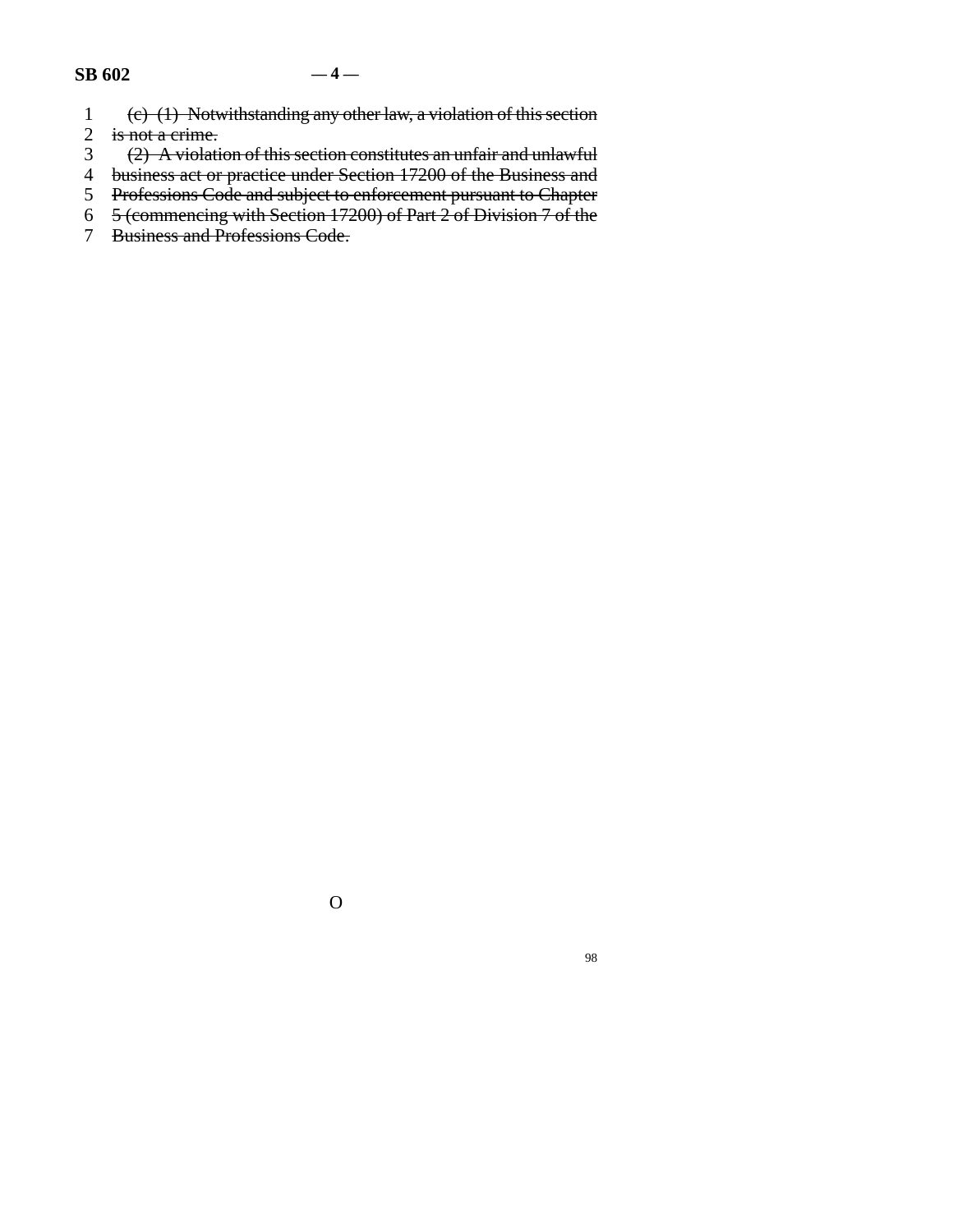~~(c) (1) Notwithstanding any other law, a violation of this section is not a crime.~~

~~(2) A violation of this section constitutes an unfair and unlawful business act or practice under Section 17200 of the Business and Professions Code and subject to enforcement pursuant to Chapter 5 (commencing with Section 17200) of Part 2 of Division 7 of the Business and Professions Code.~~

O